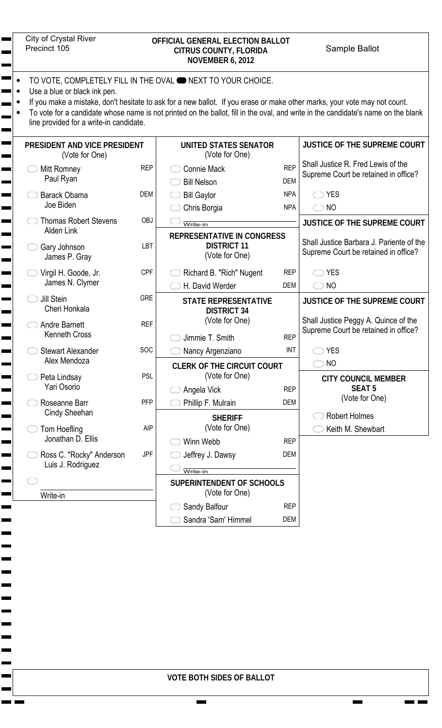City of Crystal River
Precinct 105

**OFFICIAL GENERAL ELECTION BALLOT**
**CITRUS COUNTY, FLORIDA**
**NOVEMBER 6, 2012**

Sample Ballot

- TO VOTE, COMPLETELY FILL IN THE OVAL ⬬ NEXT TO YOUR CHOICE.
- Use a blue or black ink pen.
- If you make a mistake, don't hesitate to ask for a new ballot. If you erase or make other marks, your vote may not count.
- To vote for a candidate whose name is not printed on the ballot, fill in the oval, and write in the candidate's name on the blank line provided for a write-in candidate.

### PRESIDENT AND VICE PRESIDENT
(Vote for One)

| Candidates | Party |
|---|---|
| ◯ Mitt Romney / Paul Ryan | REP |
| ◯ Barack Obama / Joe Biden | DEM |
| ◯ Thomas Robert Stevens / Alden Link | OBJ |
| ◯ Gary Johnson / James P. Gray | LBT |
| ◯ Virgil H. Goode, Jr. / James N. Clymer | CPF |
| ◯ Jill Stein / Cheri Honkala | GRE |
| ◯ Andre Barnett / Kenneth Cross | REF |
| ◯ Stewart Alexander / Alex Mendoza | SOC |
| ◯ Peta Lindsay / Yari Osorio | PSL |
| ◯ Roseanne Barr / Cindy Sheehan | PFP |
| ◯ Tom Hoefling / Jonathan D. Ellis | AIP |
| ◯ Ross C. "Rocky" Anderson / Luis J. Rodriguez | JPF |
| ◯ Write-in | |

### UNITED STATES SENATOR
(Vote for One)

| Candidate | Party |
|---|---|
| ◯ Connie Mack | REP |
| ◯ Bill Nelson | DEM |
| ◯ Bill Gaylor | NPA |
| ◯ Chris Borgia | NPA |
| ◯ Write-in | |

### REPRESENTATIVE IN CONGRESS DISTRICT 11
(Vote for One)

| Candidate | Party |
|---|---|
| ◯ Richard B. "Rich" Nugent | REP |
| ◯ H. David Werder | DEM |

### STATE REPRESENTATIVE DISTRICT 34
(Vote for One)

| Candidate | Party |
|---|---|
| ◯ Jimmie T. Smith | REP |
| ◯ Nancy Argenziano | INT |

### CLERK OF THE CIRCUIT COURT
(Vote for One)

| Candidate | Party |
|---|---|
| ◯ Angela Vick | REP |
| ◯ Phillip F. Mulrain | DEM |

### SHERIFF
(Vote for One)

| Candidate | Party |
|---|---|
| ◯ Winn Webb | REP |
| ◯ Jeffrey J. Dawsy | DEM |
| ◯ Write-in | |

### SUPERINTENDENT OF SCHOOLS
(Vote for One)

| Candidate | Party |
|---|---|
| ◯ Sandy Balfour | REP |
| ◯ Sandra 'Sam' Himmel | DEM |

### JUSTICE OF THE SUPREME COURT

Shall Justice R. Fred Lewis of the Supreme Court be retained in office?

◯ YES
◯ NO

### JUSTICE OF THE SUPREME COURT

Shall Justice Barbara J. Pariente of the Supreme Court be retained in office?

◯ YES
◯ NO

### JUSTICE OF THE SUPREME COURT

Shall Justice Peggy A. Quince of the Supreme Court be retained in office?

◯ YES
◯ NO

### CITY COUNCIL MEMBER SEAT 5
(Vote for One)

◯ Robert Holmes
◯ Keith M. Shewbart

**VOTE BOTH SIDES OF BALLOT**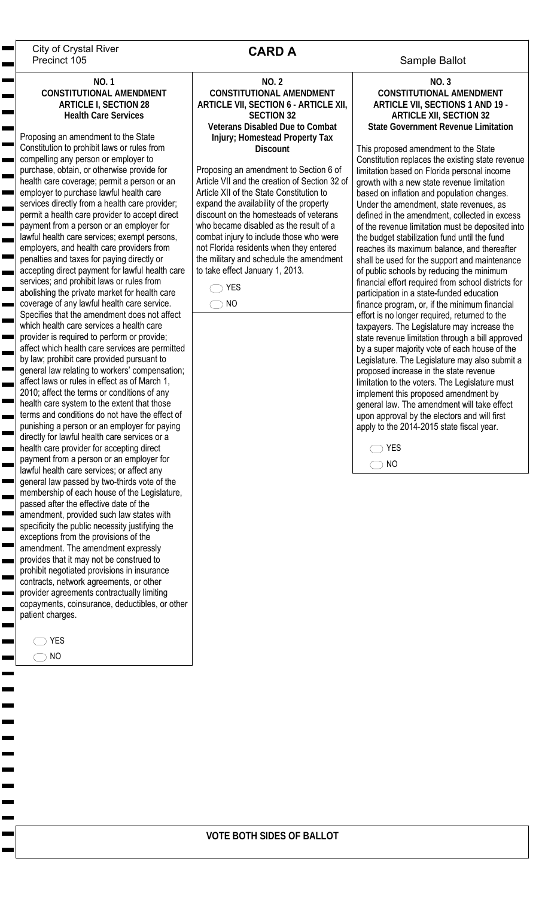City of Crystal River
Precinct 105

# CARD A

Sample Ballot

## NO. 1
## CONSTITUTIONAL AMENDMENT
## ARTICLE I, SECTION 28
### Health Care Services

Proposing an amendment to the State Constitution to prohibit laws or rules from compelling any person or employer to purchase, obtain, or otherwise provide for health care coverage; permit a person or an employer to purchase lawful health care services directly from a health care provider; permit a health care provider to accept direct payment from a person or an employer for lawful health care services; exempt persons, employers, and health care providers from penalties and taxes for paying directly or accepting direct payment for lawful health care services; and prohibit laws or rules from abolishing the private market for health care coverage of any lawful health care service. Specifies that the amendment does not affect which health care services a health care provider is required to perform or provide; affect which health care services are permitted by law; prohibit care provided pursuant to general law relating to workers' compensation; affect laws or rules in effect as of March 1, 2010; affect the terms or conditions of any health care system to the extent that those terms and conditions do not have the effect of punishing a person or an employer for paying directly for lawful health care services or a health care provider for accepting direct payment from a person or an employer for lawful health care services; or affect any general law passed by two-thirds vote of the membership of each house of the Legislature, passed after the effective date of the amendment, provided such law states with specificity the public necessity justifying the exceptions from the provisions of the amendment. The amendment expressly provides that it may not be construed to prohibit negotiated provisions in insurance contracts, network agreements, or other provider agreements contractually limiting copayments, coinsurance, deductibles, or other patient charges.

- ◯ YES
- ◯ NO

## NO. 2
## CONSTITUTIONAL AMENDMENT
## ARTICLE VII, SECTION 6 - ARTICLE XII, SECTION 32
### Veterans Disabled Due to Combat Injury; Homestead Property Tax Discount

Proposing an amendment to Section 6 of Article VII and the creation of Section 32 of Article XII of the State Constitution to expand the availability of the property discount on the homesteads of veterans who became disabled as the result of a combat injury to include those who were not Florida residents when they entered the military and schedule the amendment to take effect January 1, 2013.

- ◯ YES
- ◯ NO

## NO. 3
## CONSTITUTIONAL AMENDMENT
## ARTICLE VII, SECTIONS 1 AND 19 - ARTICLE XII, SECTION 32
### State Government Revenue Limitation

This proposed amendment to the State Constitution replaces the existing state revenue limitation based on Florida personal income growth with a new state revenue limitation based on inflation and population changes. Under the amendment, state revenues, as defined in the amendment, collected in excess of the revenue limitation must be deposited into the budget stabilization fund until the fund reaches its maximum balance, and thereafter shall be used for the support and maintenance of public schools by reducing the minimum financial effort required from school districts for participation in a state-funded education finance program, or, if the minimum financial effort is no longer required, returned to the taxpayers. The Legislature may increase the state revenue limitation through a bill approved by a super majority vote of each house of the Legislature. The Legislature may also submit a proposed increase in the state revenue limitation to the voters. The Legislature must implement this proposed amendment by general law. The amendment will take effect upon approval by the electors and will first apply to the 2014-2015 state fiscal year.

- ◯ YES
- ◯ NO

**VOTE BOTH SIDES OF BALLOT**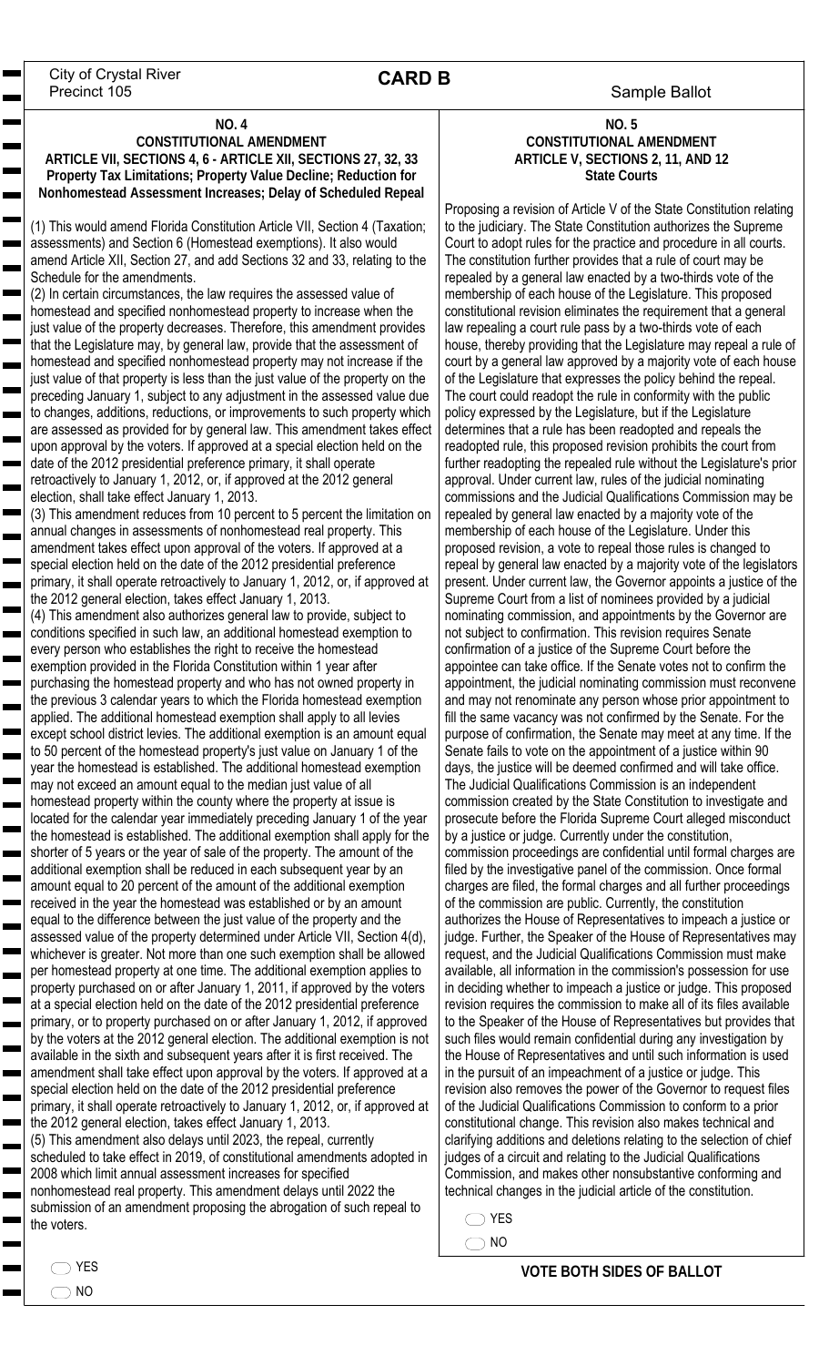City of Crystal River
Precinct 105

# CARD B

Sample Ballot

## NO. 4
### CONSTITUTIONAL AMENDMENT
### ARTICLE VII, SECTIONS 4, 6 - ARTICLE XII, SECTIONS 27, 32, 33
### Property Tax Limitations; Property Value Decline; Reduction for Nonhomestead Assessment Increases; Delay of Scheduled Repeal

(1) This would amend Florida Constitution Article VII, Section 4 (Taxation; assessments) and Section 6 (Homestead exemptions). It also would amend Article XII, Section 27, and add Sections 32 and 33, relating to the Schedule for the amendments.

(2) In certain circumstances, the law requires the assessed value of homestead and specified nonhomestead property to increase when the just value of the property decreases. Therefore, this amendment provides that the Legislature may, by general law, provide that the assessment of homestead and specified nonhomestead property may not increase if the just value of that property is less than the just value of the property on the preceding January 1, subject to any adjustment in the assessed value due to changes, additions, reductions, or improvements to such property which are assessed as provided for by general law. This amendment takes effect upon approval by the voters. If approved at a special election held on the date of the 2012 presidential preference primary, it shall operate retroactively to January 1, 2012, or, if approved at the 2012 general election, shall take effect January 1, 2013.

(3) This amendment reduces from 10 percent to 5 percent the limitation on annual changes in assessments of nonhomestead real property. This amendment takes effect upon approval of the voters. If approved at a special election held on the date of the 2012 presidential preference primary, it shall operate retroactively to January 1, 2012, or, if approved at the 2012 general election, takes effect January 1, 2013.

(4) This amendment also authorizes general law to provide, subject to conditions specified in such law, an additional homestead exemption to every person who establishes the right to receive the homestead exemption provided in the Florida Constitution within 1 year after purchasing the homestead property and who has not owned property in the previous 3 calendar years to which the Florida homestead exemption applied. The additional homestead exemption shall apply to all levies except school district levies. The additional exemption is an amount equal to 50 percent of the homestead property's just value on January 1 of the year the homestead is established. The additional homestead exemption may not exceed an amount equal to the median just value of all homestead property within the county where the property at issue is located for the calendar year immediately preceding January 1 of the year the homestead is established. The additional exemption shall apply for the shorter of 5 years or the year of sale of the property. The amount of the additional exemption shall be reduced in each subsequent year by an amount equal to 20 percent of the amount of the additional exemption received in the year the homestead was established or by an amount equal to the difference between the just value of the property and the assessed value of the property determined under Article VII, Section 4(d), whichever is greater. Not more than one such exemption shall be allowed per homestead property at one time. The additional exemption applies to property purchased on or after January 1, 2011, if approved by the voters at a special election held on the date of the 2012 presidential preference primary, or to property purchased on or after January 1, 2012, if approved by the voters at the 2012 general election. The additional exemption is not available in the sixth and subsequent years after it is first received. The amendment shall take effect upon approval by the voters. If approved at a special election held on the date of the 2012 presidential preference primary, it shall operate retroactively to January 1, 2012, or, if approved at the 2012 general election, takes effect January 1, 2013.

(5) This amendment also delays until 2023, the repeal, currently scheduled to take effect in 2019, of constitutional amendments adopted in 2008 which limit annual assessment increases for specified nonhomestead real property. This amendment delays until 2022 the submission of an amendment proposing the abrogation of such repeal to the voters.

- YES
- NO

## NO. 5
### CONSTITUTIONAL AMENDMENT
### ARTICLE V, SECTIONS 2, 11, AND 12
### State Courts

Proposing a revision of Article V of the State Constitution relating to the judiciary. The State Constitution authorizes the Supreme Court to adopt rules for the practice and procedure in all courts. The constitution further provides that a rule of court may be repealed by a general law enacted by a two-thirds vote of the membership of each house of the Legislature. This proposed constitutional revision eliminates the requirement that a general law repealing a court rule pass by a two-thirds vote of each house, thereby providing that the Legislature may repeal a rule of court by a general law approved by a majority vote of each house of the Legislature that expresses the policy behind the repeal. The court could readopt the rule in conformity with the public policy expressed by the Legislature, but if the Legislature determines that a rule has been readopted and repeals the readopted rule, this proposed revision prohibits the court from further readopting the repealed rule without the Legislature's prior approval. Under current law, rules of the judicial nominating commissions and the Judicial Qualifications Commission may be repealed by general law enacted by a majority vote of the membership of each house of the Legislature. Under this proposed revision, a vote to repeal those rules is changed to repeal by general law enacted by a majority vote of the legislators present. Under current law, the Governor appoints a justice of the Supreme Court from a list of nominees provided by a judicial nominating commission, and appointments by the Governor are not subject to confirmation. This revision requires Senate confirmation of a justice of the Supreme Court before the appointee can take office. If the Senate votes not to confirm the appointment, the judicial nominating commission must reconvene and may not renominate any person whose prior appointment to fill the same vacancy was not confirmed by the Senate. For the purpose of confirmation, the Senate may meet at any time. If the Senate fails to vote on the appointment of a justice within 90 days, the justice will be deemed confirmed and will take office. The Judicial Qualifications Commission is an independent commission created by the State Constitution to investigate and prosecute before the Florida Supreme Court alleged misconduct by a justice or judge. Currently under the constitution, commission proceedings are confidential until formal charges are filed by the investigative panel of the commission. Once formal charges are filed, the formal charges and all further proceedings of the commission are public. Currently, the constitution authorizes the House of Representatives to impeach a justice or judge. Further, the Speaker of the House of Representatives may request, and the Judicial Qualifications Commission must make available, all information in the commission's possession for use in deciding whether to impeach a justice or judge. This proposed revision requires the commission to make all of its files available to the Speaker of the House of Representatives but provides that such files would remain confidential during any investigation by the House of Representatives and until such information is used in the pursuit of an impeachment of a justice or judge. This revision also removes the power of the Governor to request files of the Judicial Qualifications Commission to conform to a prior constitutional change. This revision also makes technical and clarifying additions and deletions relating to the selection of chief judges of a circuit and relating to the Judicial Qualifications Commission, and makes other nonsubstantive conforming and technical changes in the judicial article of the constitution.

- YES
- NO

**VOTE BOTH SIDES OF BALLOT**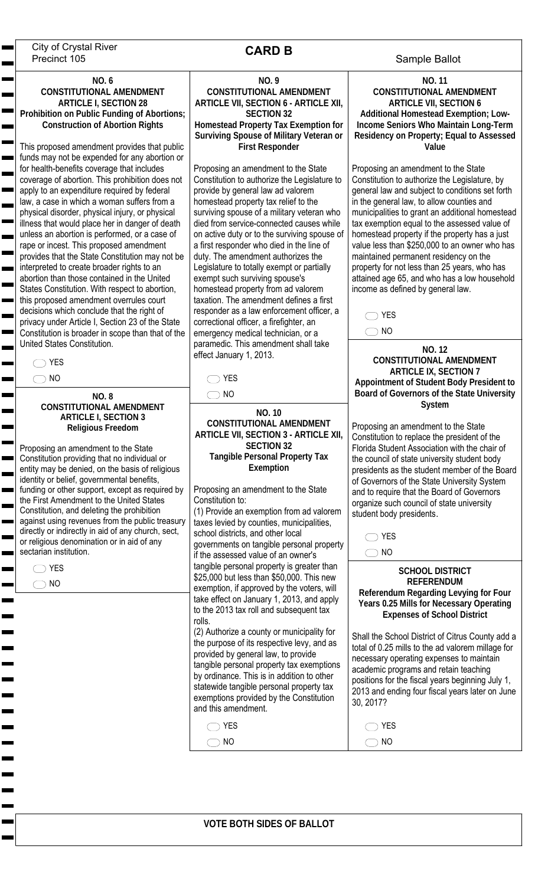City of Crystal River
Precinct 105

# CARD B

Sample Ballot

### NO. 6
### CONSTITUTIONAL AMENDMENT
### ARTICLE I, SECTION 28
### Prohibition on Public Funding of Abortions; Construction of Abortion Rights

This proposed amendment provides that public funds may not be expended for any abortion or for health-benefits coverage that includes coverage of abortion. This prohibition does not apply to an expenditure required by federal law, a case in which a woman suffers from a physical disorder, physical injury, or physical illness that would place her in danger of death unless an abortion is performed, or a case of rape or incest. This proposed amendment provides that the State Constitution may not be interpreted to create broader rights to an abortion than those contained in the United States Constitution. With respect to abortion, this proposed amendment overrules court decisions which conclude that the right of privacy under Article I, Section 23 of the State Constitution is broader in scope than that of the United States Constitution.

- YES
- NO

### NO. 8
### CONSTITUTIONAL AMENDMENT
### ARTICLE I, SECTION 3
### Religious Freedom

Proposing an amendment to the State Constitution providing that no individual or entity may be denied, on the basis of religious identity or belief, governmental benefits, funding or other support, except as required by the First Amendment to the United States Constitution, and deleting the prohibition against using revenues from the public treasury directly or indirectly in aid of any church, sect, or religious denomination or in aid of any sectarian institution.

- YES
- NO

### NO. 9
### CONSTITUTIONAL AMENDMENT
### ARTICLE VII, SECTION 6 - ARTICLE XII, SECTION 32
### Homestead Property Tax Exemption for Surviving Spouse of Military Veteran or First Responder

Proposing an amendment to the State Constitution to authorize the Legislature to provide by general law ad valorem homestead property tax relief to the surviving spouse of a military veteran who died from service-connected causes while on active duty or to the surviving spouse of a first responder who died in the line of duty. The amendment authorizes the Legislature to totally exempt or partially exempt such surviving spouse's homestead property from ad valorem taxation. The amendment defines a first responder as a law enforcement officer, a correctional officer, a firefighter, an emergency medical technician, or a paramedic. This amendment shall take effect January 1, 2013.

- YES
- NO

### NO. 10
### CONSTITUTIONAL AMENDMENT
### ARTICLE VII, SECTION 3 - ARTICLE XII, SECTION 32
### Tangible Personal Property Tax Exemption

Proposing an amendment to the State Constitution to:
(1) Provide an exemption from ad valorem taxes levied by counties, municipalities, school districts, and other local governments on tangible personal property if the assessed value of an owner's tangible personal property is greater than $25,000 but less than $50,000. This new exemption, if approved by the voters, will take effect on January 1, 2013, and apply to the 2013 tax roll and subsequent tax rolls.
(2) Authorize a county or municipality for the purpose of its respective levy, and as provided by general law, to provide tangible personal property tax exemptions by ordinance. This is in addition to other statewide tangible personal property tax exemptions provided by the Constitution and this amendment.

- YES
- NO

### NO. 11
### CONSTITUTIONAL AMENDMENT
### ARTICLE VII, SECTION 6
### Additional Homestead Exemption; Low-Income Seniors Who Maintain Long-Term Residency on Property; Equal to Assessed Value

Proposing an amendment to the State Constitution to authorize the Legislature, by general law and subject to conditions set forth in the general law, to allow counties and municipalities to grant an additional homestead tax exemption equal to the assessed value of homestead property if the property has a just value less than $250,000 to an owner who has maintained permanent residency on the property for not less than 25 years, who has attained age 65, and who has a low household income as defined by general law.

- YES
- NO

### NO. 12
### CONSTITUTIONAL AMENDMENT
### ARTICLE IX, SECTION 7
### Appointment of Student Body President to Board of Governors of the State University System

Proposing an amendment to the State Constitution to replace the president of the Florida Student Association with the chair of the council of state university student body presidents as the student member of the Board of Governors of the State University System and to require that the Board of Governors organize such council of state university student body presidents.

- YES
- NO

### SCHOOL DISTRICT REFERENDUM
### Referendum Regarding Levying for Four Years 0.25 Mills for Necessary Operating Expenses of School District

Shall the School District of Citrus County add a total of 0.25 mills to the ad valorem millage for necessary operating expenses to maintain academic programs and retain teaching positions for the fiscal years beginning July 1, 2013 and ending four fiscal years later on June 30, 2017?

- YES
- NO

**VOTE BOTH SIDES OF BALLOT**